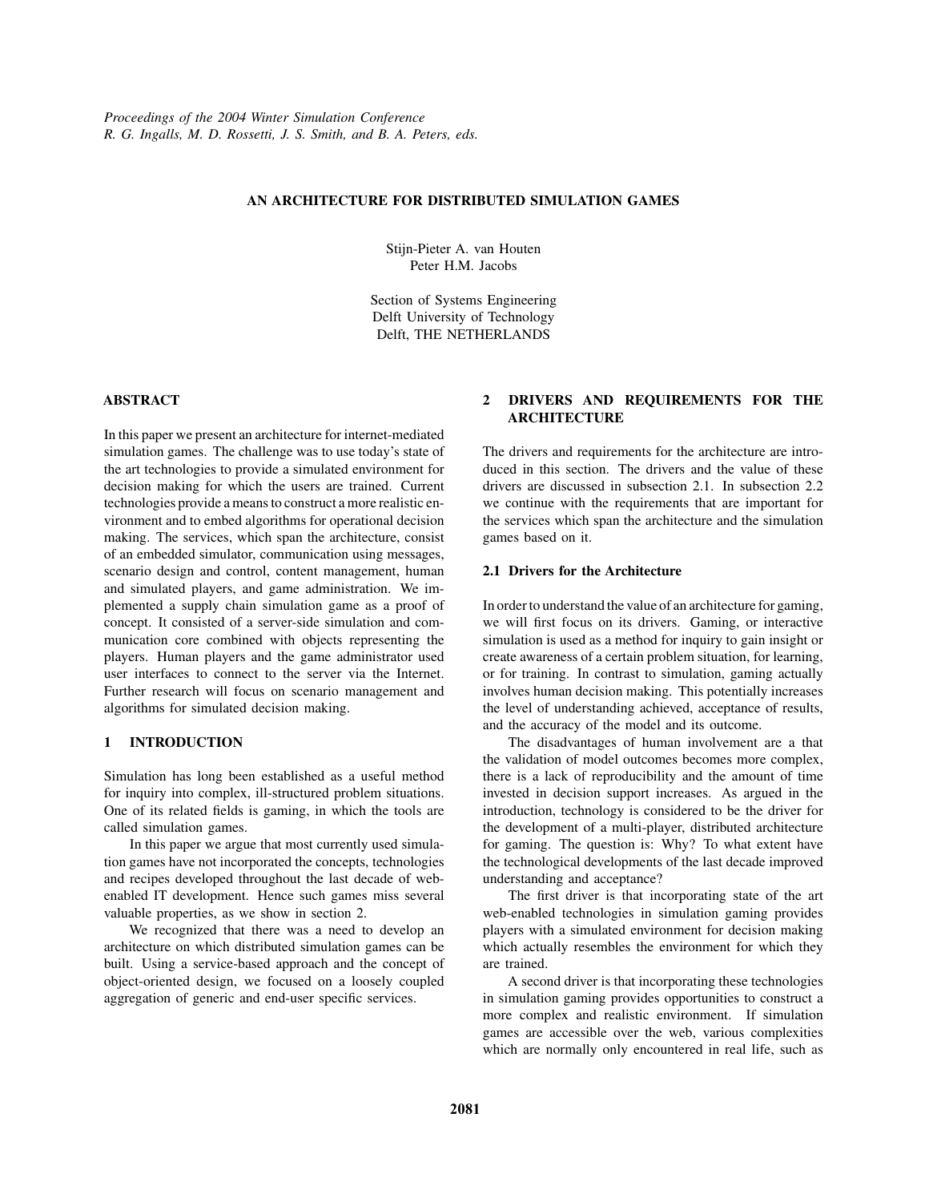*Proceedings of the 2004 Winter Simulation Conference*
*R. G. Ingalls, M. D. Rossetti, J. S. Smith, and B. A. Peters, eds.*

# AN ARCHITECTURE FOR DISTRIBUTED SIMULATION GAMES

Stijn-Pieter A. van Houten
Peter H.M. Jacobs

Section of Systems Engineering
Delft University of Technology
Delft, THE NETHERLANDS

## ABSTRACT

In this paper we present an architecture for internet-mediated simulation games. The challenge was to use today's state of the art technologies to provide a simulated environment for decision making for which the users are trained. Current technologies provide a means to construct a more realistic environment and to embed algorithms for operational decision making. The services, which span the architecture, consist of an embedded simulator, communication using messages, scenario design and control, content management, human and simulated players, and game administration. We implemented a supply chain simulation game as a proof of concept. It consisted of a server-side simulation and communication core combined with objects representing the players. Human players and the game administrator used user interfaces to connect to the server via the Internet. Further research will focus on scenario management and algorithms for simulated decision making.

## 1 INTRODUCTION

Simulation has long been established as a useful method for inquiry into complex, ill-structured problem situations. One of its related fields is gaming, in which the tools are called simulation games.

In this paper we argue that most currently used simulation games have not incorporated the concepts, technologies and recipes developed throughout the last decade of web-enabled IT development. Hence such games miss several valuable properties, as we show in section 2.

We recognized that there was a need to develop an architecture on which distributed simulation games can be built. Using a service-based approach and the concept of object-oriented design, we focused on a loosely coupled aggregation of generic and end-user specific services.

## 2 DRIVERS AND REQUIREMENTS FOR THE ARCHITECTURE

The drivers and requirements for the architecture are introduced in this section. The drivers and the value of these drivers are discussed in subsection 2.1. In subsection 2.2 we continue with the requirements that are important for the services which span the architecture and the simulation games based on it.

### 2.1 Drivers for the Architecture

In order to understand the value of an architecture for gaming, we will first focus on its drivers. Gaming, or interactive simulation is used as a method for inquiry to gain insight or create awareness of a certain problem situation, for learning, or for training. In contrast to simulation, gaming actually involves human decision making. This potentially increases the level of understanding achieved, acceptance of results, and the accuracy of the model and its outcome.

The disadvantages of human involvement are a that the validation of model outcomes becomes more complex, there is a lack of reproducibility and the amount of time invested in decision support increases. As argued in the introduction, technology is considered to be the driver for the development of a multi-player, distributed architecture for gaming. The question is: Why? To what extent have the technological developments of the last decade improved understanding and acceptance?

The first driver is that incorporating state of the art web-enabled technologies in simulation gaming provides players with a simulated environment for decision making which actually resembles the environment for which they are trained.

A second driver is that incorporating these technologies in simulation gaming provides opportunities to construct a more complex and realistic environment. If simulation games are accessible over the web, various complexities which are normally only encountered in real life, such as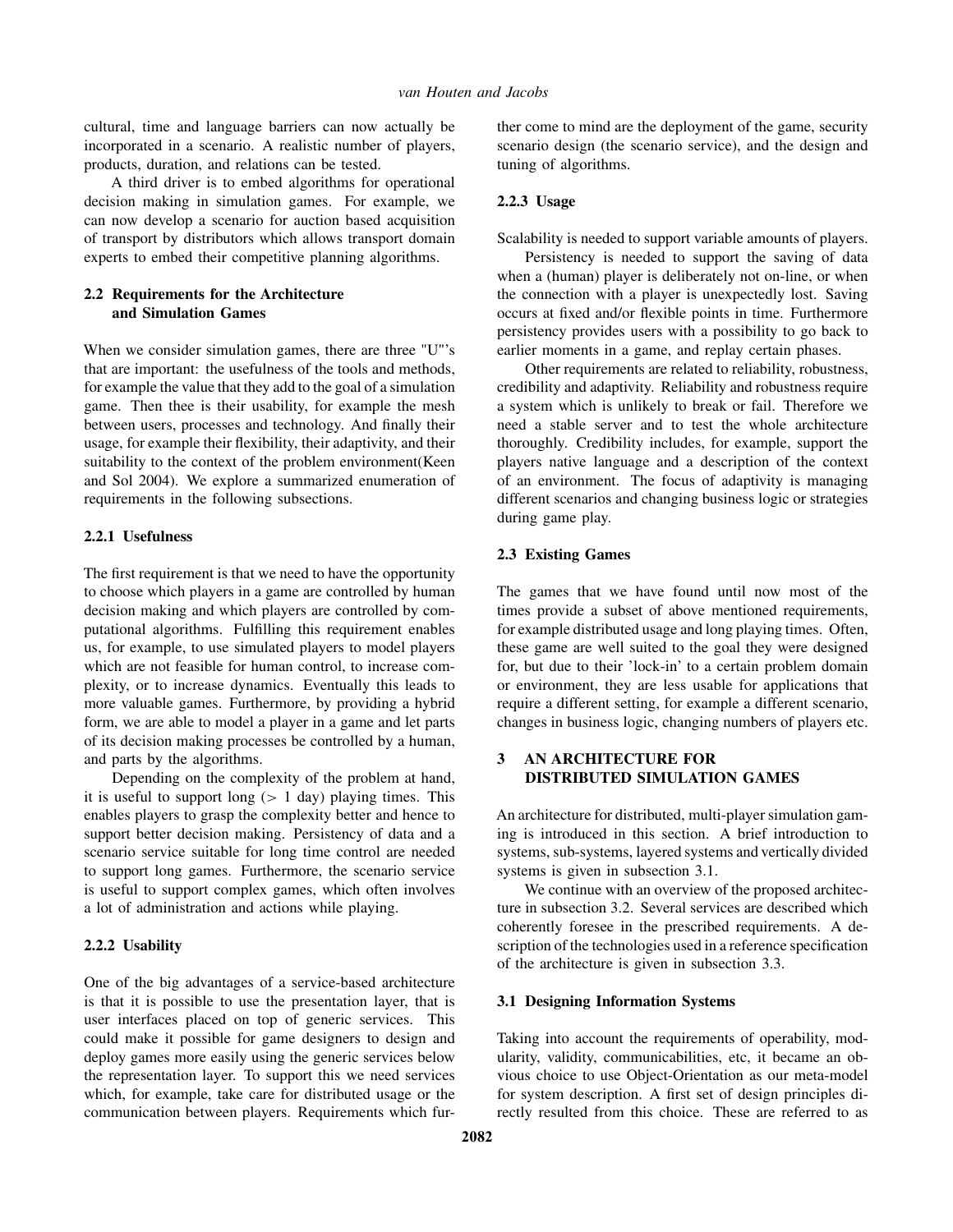cultural, time and language barriers can now actually be incorporated in a scenario. A realistic number of players, products, duration, and relations can be tested.

A third driver is to embed algorithms for operational decision making in simulation games. For example, we can now develop a scenario for auction based acquisition of transport by distributors which allows transport domain experts to embed their competitive planning algorithms.

### 2.2 Requirements for the Architecture and Simulation Games

When we consider simulation games, there are three "U"'s that are important: the usefulness of the tools and methods, for example the value that they add to the goal of a simulation game. Then thee is their usability, for example the mesh between users, processes and technology. And finally their usage, for example their flexibility, their adaptivity, and their suitability to the context of the problem environment(Keen and Sol 2004). We explore a summarized enumeration of requirements in the following subsections.

#### 2.2.1 Usefulness

The first requirement is that we need to have the opportunity to choose which players in a game are controlled by human decision making and which players are controlled by computational algorithms. Fulfilling this requirement enables us, for example, to use simulated players to model players which are not feasible for human control, to increase complexity, or to increase dynamics. Eventually this leads to more valuable games. Furthermore, by providing a hybrid form, we are able to model a player in a game and let parts of its decision making processes be controlled by a human, and parts by the algorithms.

Depending on the complexity of the problem at hand, it is useful to support long ($>$ 1 day) playing times. This enables players to grasp the complexity better and hence to support better decision making. Persistency of data and a scenario service suitable for long time control are needed to support long games. Furthermore, the scenario service is useful to support complex games, which often involves a lot of administration and actions while playing.

#### 2.2.2 Usability

One of the big advantages of a service-based architecture is that it is possible to use the presentation layer, that is user interfaces placed on top of generic services. This could make it possible for game designers to design and deploy games more easily using the generic services below the representation layer. To support this we need services which, for example, take care for distributed usage or the communication between players. Requirements which further come to mind are the deployment of the game, security scenario design (the scenario service), and the design and tuning of algorithms.

#### 2.2.3 Usage

Scalability is needed to support variable amounts of players.

Persistency is needed to support the saving of data when a (human) player is deliberately not on-line, or when the connection with a player is unexpectedly lost. Saving occurs at fixed and/or flexible points in time. Furthermore persistency provides users with a possibility to go back to earlier moments in a game, and replay certain phases.

Other requirements are related to reliability, robustness, credibility and adaptivity. Reliability and robustness require a system which is unlikely to break or fail. Therefore we need a stable server and to test the whole architecture thoroughly. Credibility includes, for example, support the players native language and a description of the context of an environment. The focus of adaptivity is managing different scenarios and changing business logic or strategies during game play.

### 2.3 Existing Games

The games that we have found until now most of the times provide a subset of above mentioned requirements, for example distributed usage and long playing times. Often, these game are well suited to the goal they were designed for, but due to their 'lock-in' to a certain problem domain or environment, they are less usable for applications that require a different setting, for example a different scenario, changes in business logic, changing numbers of players etc.

## 3 AN ARCHITECTURE FOR DISTRIBUTED SIMULATION GAMES

An architecture for distributed, multi-player simulation gaming is introduced in this section. A brief introduction to systems, sub-systems, layered systems and vertically divided systems is given in subsection 3.1.

We continue with an overview of the proposed architecture in subsection 3.2. Several services are described which coherently foresee in the prescribed requirements. A description of the technologies used in a reference specification of the architecture is given in subsection 3.3.

### 3.1 Designing Information Systems

Taking into account the requirements of operability, modularity, validity, communicabilities, etc, it became an obvious choice to use Object-Orientation as our meta-model for system description. A first set of design principles directly resulted from this choice. These are referred to as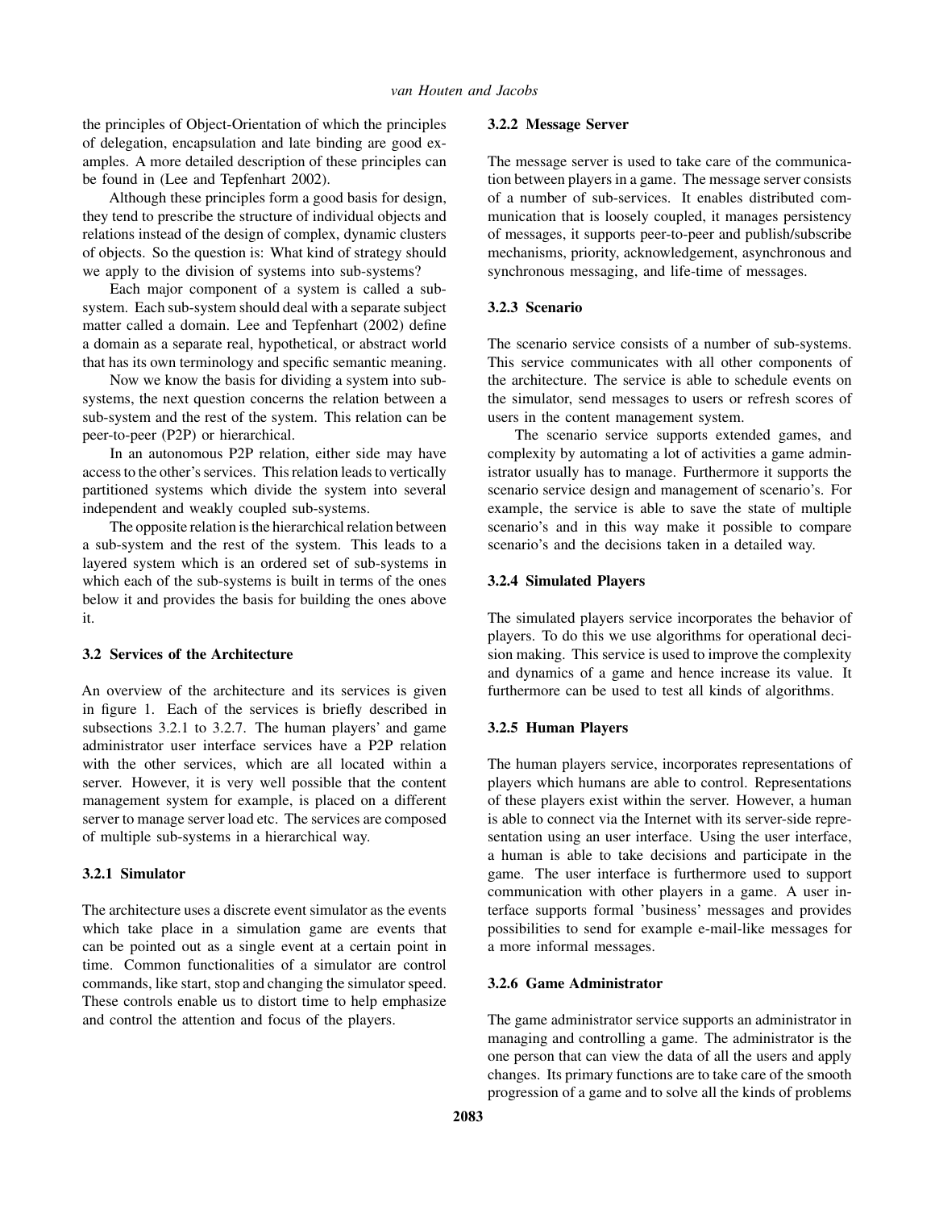the principles of Object-Orientation of which the principles of delegation, encapsulation and late binding are good examples. A more detailed description of these principles can be found in (Lee and Tepfenhart 2002).

Although these principles form a good basis for design, they tend to prescribe the structure of individual objects and relations instead of the design of complex, dynamic clusters of objects. So the question is: What kind of strategy should we apply to the division of systems into sub-systems?

Each major component of a system is called a subsystem. Each sub-system should deal with a separate subject matter called a domain. Lee and Tepfenhart (2002) define a domain as a separate real, hypothetical, or abstract world that has its own terminology and specific semantic meaning.

Now we know the basis for dividing a system into subsystems, the next question concerns the relation between a sub-system and the rest of the system. This relation can be peer-to-peer (P2P) or hierarchical.

In an autonomous P2P relation, either side may have access to the other's services. This relation leads to vertically partitioned systems which divide the system into several independent and weakly coupled sub-systems.

The opposite relation is the hierarchical relation between a sub-system and the rest of the system. This leads to a layered system which is an ordered set of sub-systems in which each of the sub-systems is built in terms of the ones below it and provides the basis for building the ones above it.

### 3.2 Services of the Architecture

An overview of the architecture and its services is given in figure 1. Each of the services is briefly described in subsections 3.2.1 to 3.2.7. The human players' and game administrator user interface services have a P2P relation with the other services, which are all located within a server. However, it is very well possible that the content management system for example, is placed on a different server to manage server load etc. The services are composed of multiple sub-systems in a hierarchical way.

#### 3.2.1 Simulator

The architecture uses a discrete event simulator as the events which take place in a simulation game are events that can be pointed out as a single event at a certain point in time. Common functionalities of a simulator are control commands, like start, stop and changing the simulator speed. These controls enable us to distort time to help emphasize and control the attention and focus of the players.

#### 3.2.2 Message Server

The message server is used to take care of the communication between players in a game. The message server consists of a number of sub-services. It enables distributed communication that is loosely coupled, it manages persistency of messages, it supports peer-to-peer and publish/subscribe mechanisms, priority, acknowledgement, asynchronous and synchronous messaging, and life-time of messages.

#### 3.2.3 Scenario

The scenario service consists of a number of sub-systems. This service communicates with all other components of the architecture. The service is able to schedule events on the simulator, send messages to users or refresh scores of users in the content management system.

The scenario service supports extended games, and complexity by automating a lot of activities a game administrator usually has to manage. Furthermore it supports the scenario service design and management of scenario's. For example, the service is able to save the state of multiple scenario's and in this way make it possible to compare scenario's and the decisions taken in a detailed way.

#### 3.2.4 Simulated Players

The simulated players service incorporates the behavior of players. To do this we use algorithms for operational decision making. This service is used to improve the complexity and dynamics of a game and hence increase its value. It furthermore can be used to test all kinds of algorithms.

#### 3.2.5 Human Players

The human players service, incorporates representations of players which humans are able to control. Representations of these players exist within the server. However, a human is able to connect via the Internet with its server-side representation using an user interface. Using the user interface, a human is able to take decisions and participate in the game. The user interface is furthermore used to support communication with other players in a game. A user interface supports formal 'business' messages and provides possibilities to send for example e-mail-like messages for a more informal messages.

#### 3.2.6 Game Administrator

The game administrator service supports an administrator in managing and controlling a game. The administrator is the one person that can view the data of all the users and apply changes. Its primary functions are to take care of the smooth progression of a game and to solve all the kinds of problems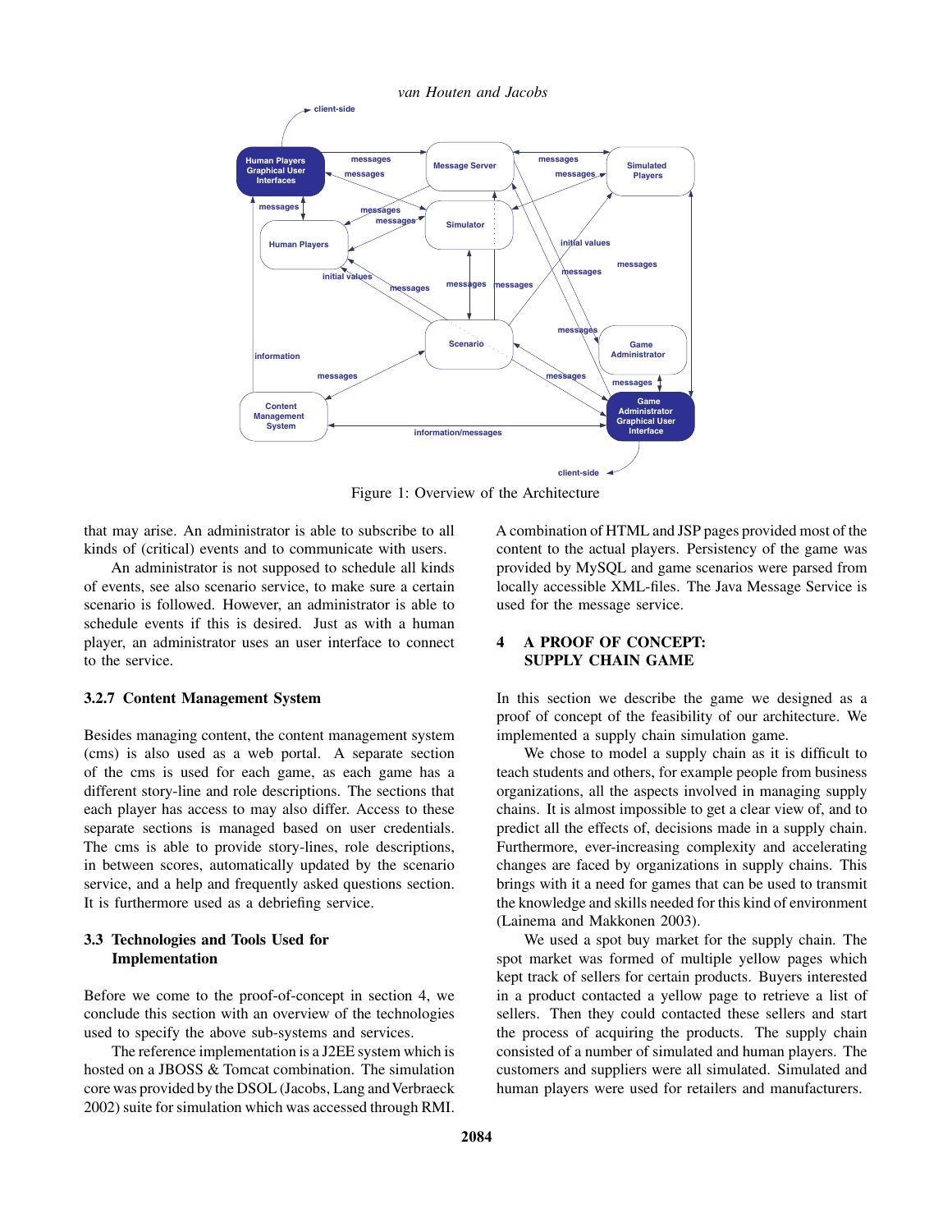client-side

Human Players Graphical User Interfaces

messages

messages

Message Server

messages

messages

Simulated Players

messages

messages

messages

Simulator

Human Players

initial values

initial values

messages

messages

messages

messages

messages

Scenario

messages

Game Administrator

information

messages

messages

messages

Content Management System

information/messages

Game Administrator Graphical User Interface

client-side

Figure 1: Overview of the Architecture

that may arise. An administrator is able to subscribe to all kinds of (critical) events and to communicate with users.

An administrator is not supposed to schedule all kinds of events, see also scenario service, to make sure a certain scenario is followed. However, an administrator is able to schedule events if this is desired. Just as with a human player, an administrator uses an user interface to connect to the service.

### 3.2.7 Content Management System

Besides managing content, the content management system (cms) is also used as a web portal. A separate section of the cms is used for each game, as each game has a different story-line and role descriptions. The sections that each player has access to may also differ. Access to these separate sections is managed based on user credentials. The cms is able to provide story-lines, role descriptions, in between scores, automatically updated by the scenario service, and a help and frequently asked questions section. It is furthermore used as a debriefing service.

## 3.3 Technologies and Tools Used for Implementation

Before we come to the proof-of-concept in section 4, we conclude this section with an overview of the technologies used to specify the above sub-systems and services.

The reference implementation is a J2EE system which is hosted on a JBOSS & Tomcat combination. The simulation core was provided by the DSOL (Jacobs, Lang and Verbraeck 2002) suite for simulation which was accessed through RMI. A combination of HTML and JSP pages provided most of the content to the actual players. Persistency of the game was provided by MySQL and game scenarios were parsed from locally accessible XML-files. The Java Message Service is used for the message service.

# 4 A PROOF OF CONCEPT: SUPPLY CHAIN GAME

In this section we describe the game we designed as a proof of concept of the feasibility of our architecture. We implemented a supply chain simulation game.

We chose to model a supply chain as it is difficult to teach students and others, for example people from business organizations, all the aspects involved in managing supply chains. It is almost impossible to get a clear view of, and to predict all the effects of, decisions made in a supply chain. Furthermore, ever-increasing complexity and accelerating changes are faced by organizations in supply chains. This brings with it a need for games that can be used to transmit the knowledge and skills needed for this kind of environment (Lainema and Makkonen 2003).

We used a spot buy market for the supply chain. The spot market was formed of multiple yellow pages which kept track of sellers for certain products. Buyers interested in a product contacted a yellow page to retrieve a list of sellers. Then they could contacted these sellers and start the process of acquiring the products. The supply chain consisted of a number of simulated and human players. The customers and suppliers were all simulated. Simulated and human players were used for retailers and manufacturers.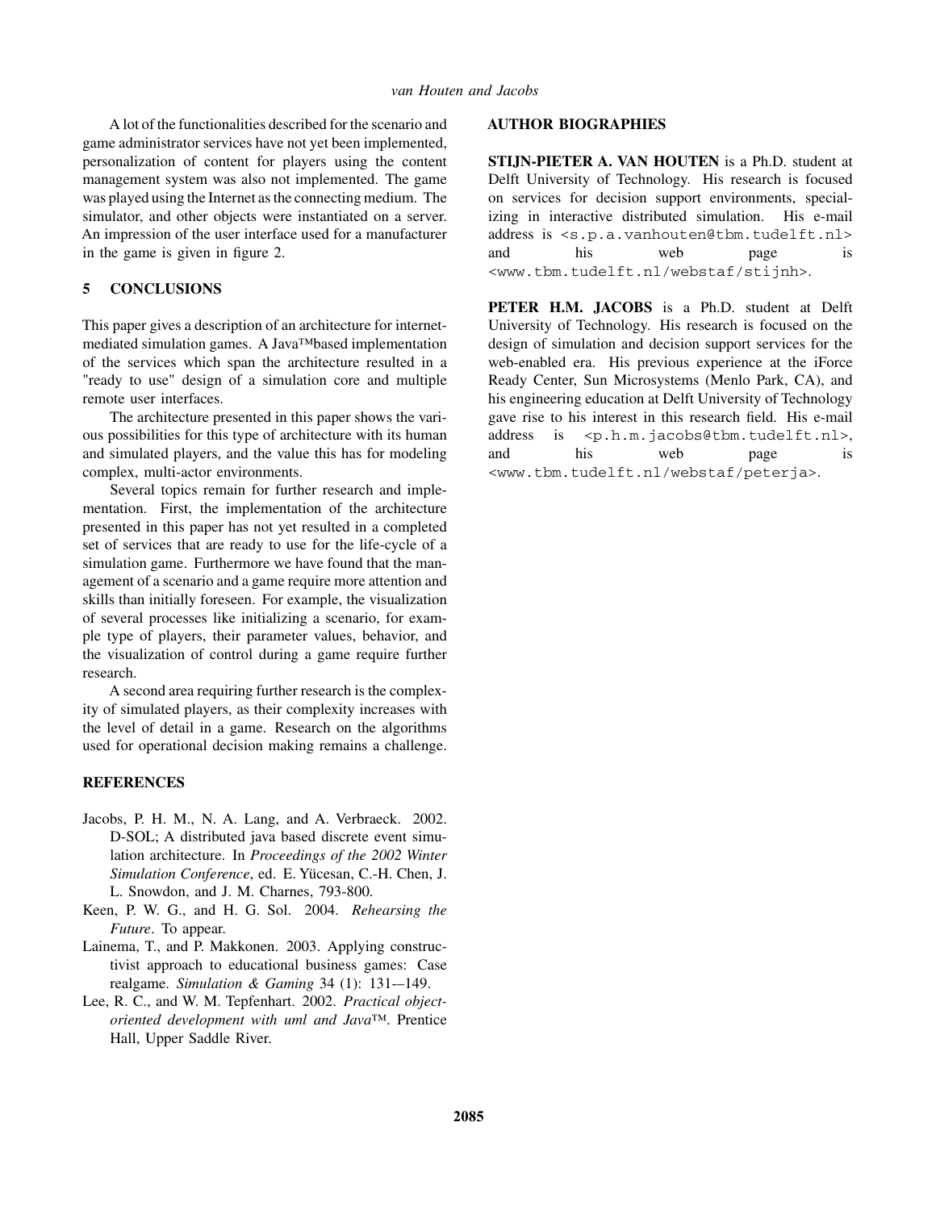A lot of the functionalities described for the scenario and game administrator services have not yet been implemented, personalization of content for players using the content management system was also not implemented. The game was played using the Internet as the connecting medium. The simulator, and other objects were instantiated on a server. An impression of the user interface used for a manufacturer in the game is given in figure 2.

## 5 CONCLUSIONS

This paper gives a description of an architecture for internet-mediated simulation games. A Java™based implementation of the services which span the architecture resulted in a "ready to use" design of a simulation core and multiple remote user interfaces.

The architecture presented in this paper shows the various possibilities for this type of architecture with its human and simulated players, and the value this has for modeling complex, multi-actor environments.

Several topics remain for further research and implementation. First, the implementation of the architecture presented in this paper has not yet resulted in a completed set of services that are ready to use for the life-cycle of a simulation game. Furthermore we have found that the management of a scenario and a game require more attention and skills than initially foreseen. For example, the visualization of several processes like initializing a scenario, for example type of players, their parameter values, behavior, and the visualization of control during a game require further research.

A second area requiring further research is the complexity of simulated players, as their complexity increases with the level of detail in a game. Research on the algorithms used for operational decision making remains a challenge.

## REFERENCES

Jacobs, P. H. M., N. A. Lang, and A. Verbraeck. 2002. D-SOL; A distributed java based discrete event simulation architecture. In *Proceedings of the 2002 Winter Simulation Conference*, ed. E. Yücesan, C.-H. Chen, J. L. Snowdon, and J. M. Charnes, 793-800.

Keen, P. W. G., and H. G. Sol. 2004. *Rehearsing the Future*. To appear.

Lainema, T., and P. Makkonen. 2003. Applying constructivist approach to educational business games: Case realgame. *Simulation & Gaming* 34 (1): 131-–149.

Lee, R. C., and W. M. Tepfenhart. 2002. *Practical object-oriented development with uml and Java™*. Prentice Hall, Upper Saddle River.

## AUTHOR BIOGRAPHIES

**STIJN-PIETER A. VAN HOUTEN** is a Ph.D. student at Delft University of Technology. His research is focused on services for decision support environments, specializing in interactive distributed simulation. His e-mail address is <s.p.a.vanhouten@tbm.tudelft.nl> and his web page is <www.tbm.tudelft.nl/webstaf/stijnh>.

**PETER H.M. JACOBS** is a Ph.D. student at Delft University of Technology. His research is focused on the design of simulation and decision support services for the web-enabled era. His previous experience at the iForce Ready Center, Sun Microsystems (Menlo Park, CA), and his engineering education at Delft University of Technology gave rise to his interest in this research field. His e-mail address is <p.h.m.jacobs@tbm.tudelft.nl>, and his web page is <www.tbm.tudelft.nl/webstaf/peterja>.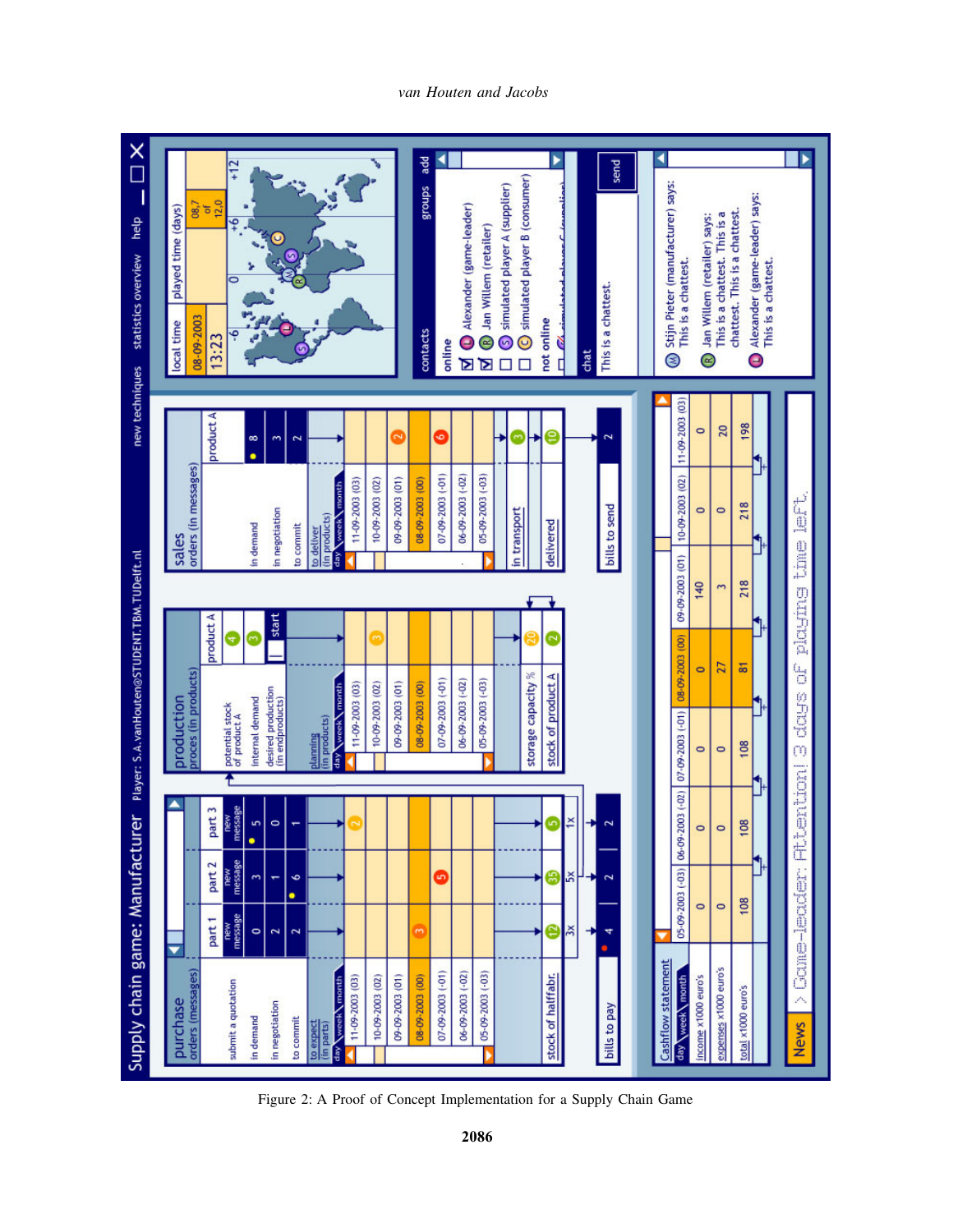Figure 2: A Proof of Concept Implementation for a Supply Chain Game